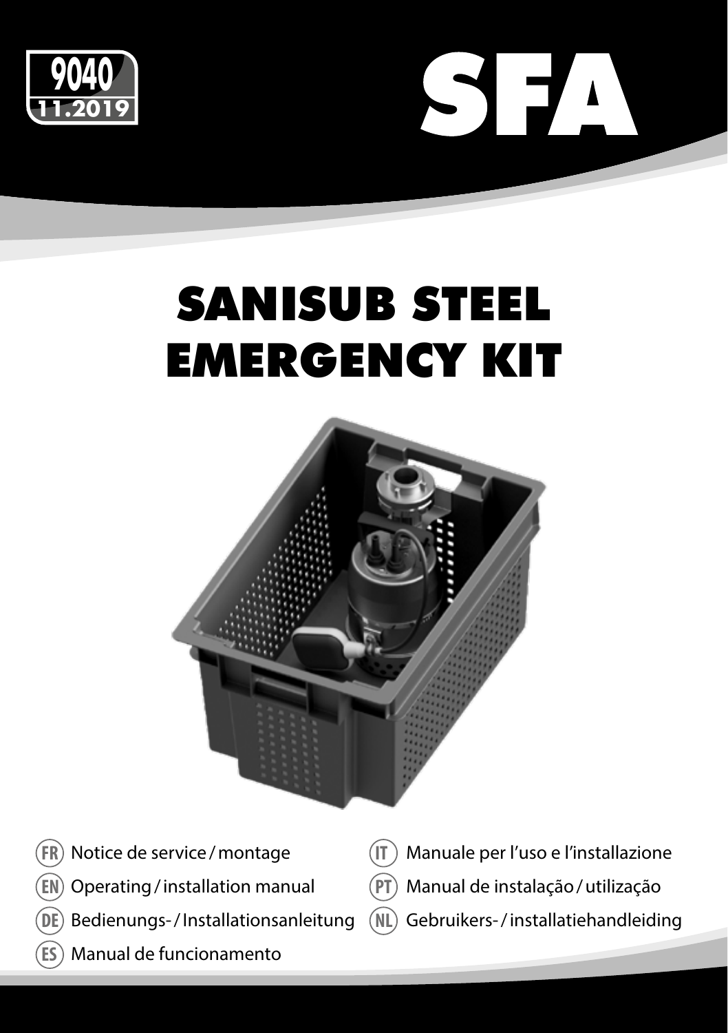9040
11.2019

SFA

# SANISUB STEEL EMERGENCY KIT

- (FR) Notice de service / montage
- (EN) Operating / installation manual
- (DE) Bedienungs- / Installationsanleitung
- (ES) Manual de funcionamento
- (IT) Manuale per l'uso e l'installazione
- (PT) Manual de instalação / utilização
- (NL) Gebruikers- / installatiehandleiding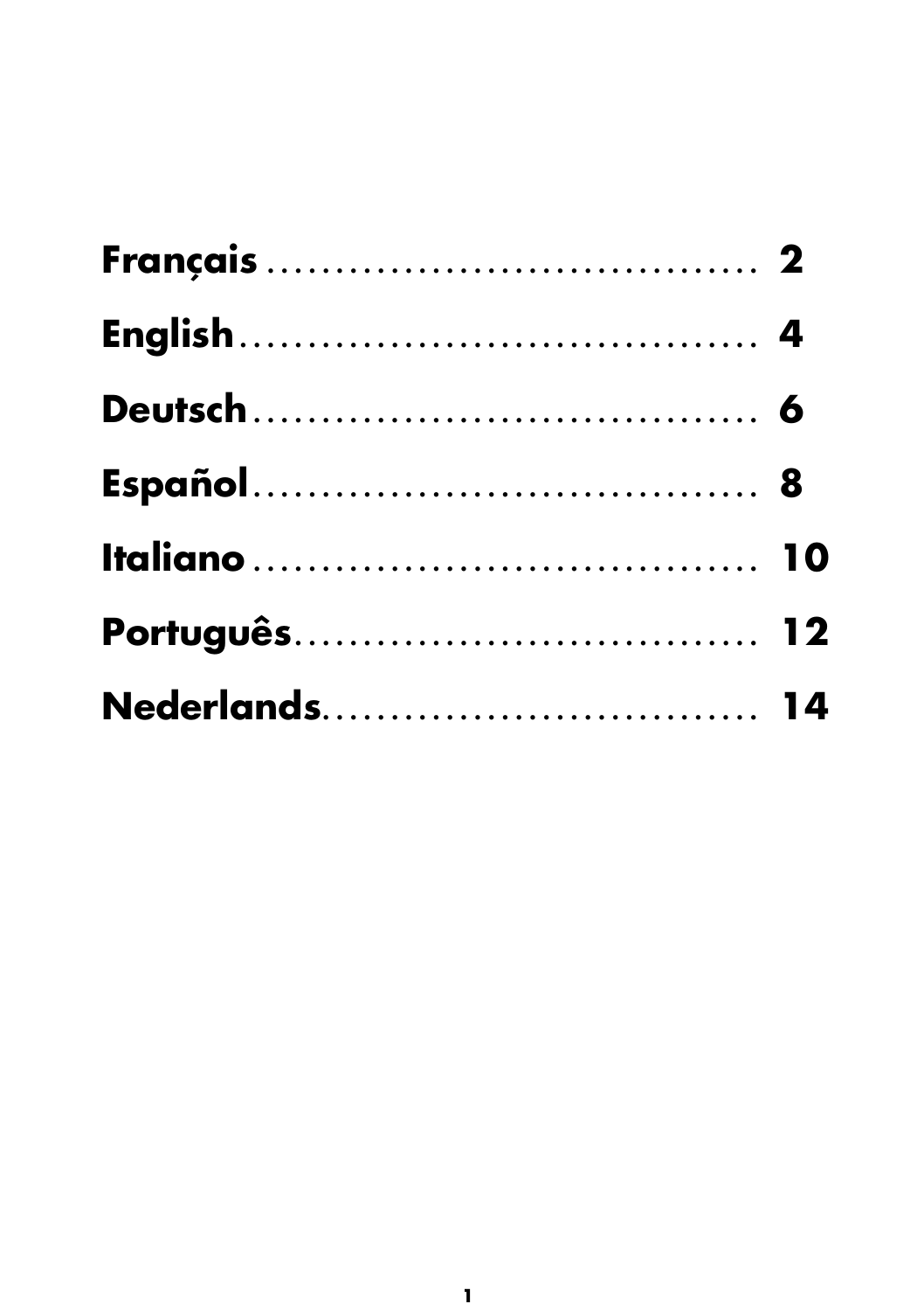Français .................................... 2

English ...................................... 4

Deutsch ..................................... 6

Español ..................................... 8

Italiano ..................................... 10

Português .................................. 12

Nederlands ................................ 14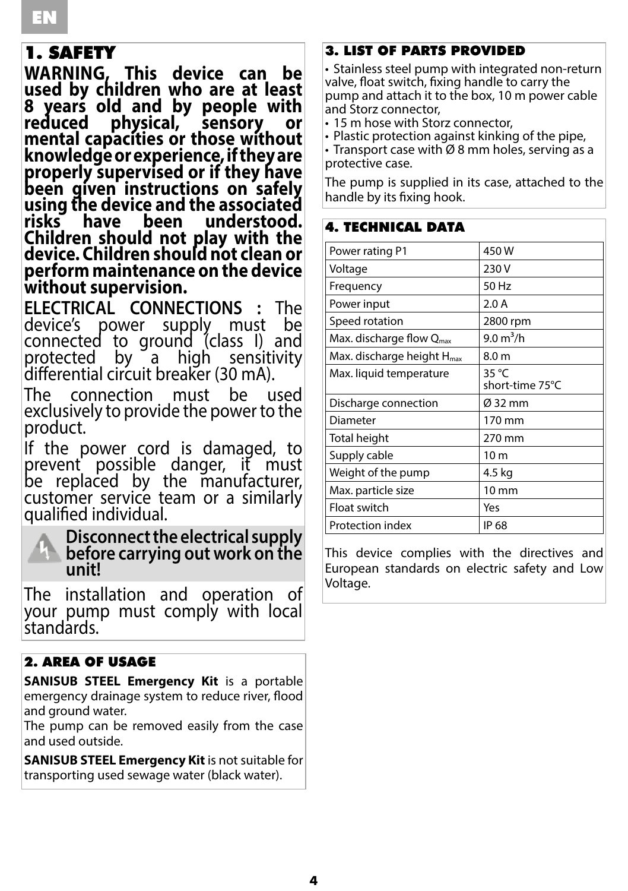## 1. SAFETY

**WARNING, This device can be used by children who are at least 8 years old and by people with reduced physical, sensory or mental capacities or those without knowledge or experience, if they are properly supervised or if they have been given instructions on safely using the device and the associated risks have been understood. Children should not play with the device. Children should not clean or perform maintenance on the device without supervision.**

**ELECTRICAL CONNECTIONS :** The device's power supply must be connected to ground (class I) and protected by a high sensitivity differential circuit breaker (30 mA).

The connection must be used exclusively to provide the power to the product.

If the power cord is damaged, to prevent possible danger, it must be replaced by the manufacturer, customer service team or a similarly qualified individual.

**Disconnect the electrical supply before carrying out work on the unit!**

The installation and operation of your pump must comply with local standards.

## 2. AREA OF USAGE

**SANISUB STEEL Emergency Kit** is a portable emergency drainage system to reduce river, flood and ground water.
The pump can be removed easily from the case and used outside.

**SANISUB STEEL Emergency Kit** is not suitable for transporting used sewage water (black water).

## 3. LIST OF PARTS PROVIDED

- Stainless steel pump with integrated non-return valve, float switch, fixing handle to carry the pump and attach it to the box, 10 m power cable and Storz connector,
- 15 m hose with Storz connector,
- Plastic protection against kinking of the pipe,
- Transport case with Ø 8 mm holes, serving as a protective case.

The pump is supplied in its case, attached to the handle by its fixing hook.

## 4. TECHNICAL DATA

| | |
|---|---|
| Power rating P1 | 450 W |
| Voltage | 230 V |
| Frequency | 50 Hz |
| Power input | 2.0 A |
| Speed rotation | 2800 rpm |
| Max. discharge flow $Q_{max}$ | 9.0 $m^3$/h |
| Max. discharge height $H_{max}$ | 8.0 m |
| Max. liquid temperature | 35 °C<br>short-time 75°C |
| Discharge connection | Ø 32 mm |
| Diameter | 170 mm |
| Total height | 270 mm |
| Supply cable | 10 m |
| Weight of the pump | 4.5 kg |
| Max. particle size | 10 mm |
| Float switch | Yes |
| Protection index | IP 68 |

This device complies with the directives and European standards on electric safety and Low Voltage.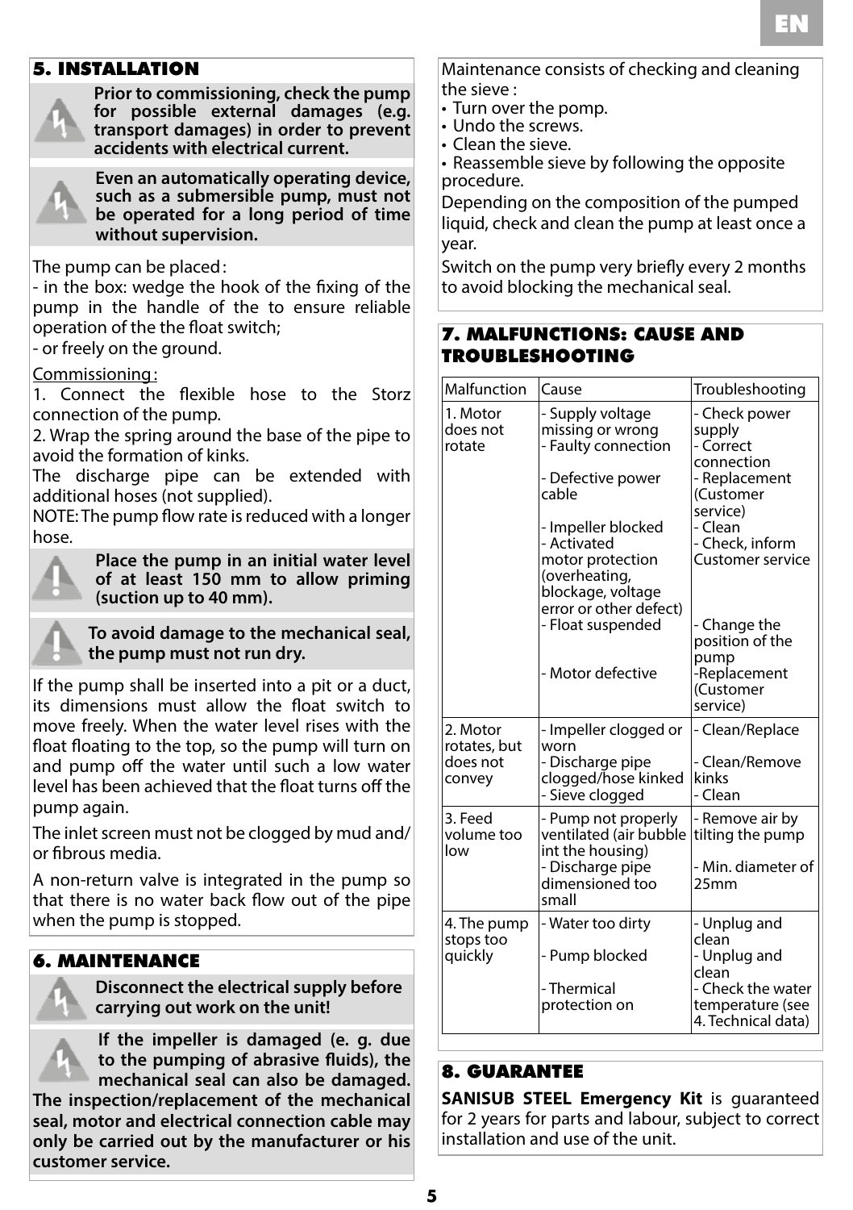## 5. INSTALLATION

**Prior to commissioning, check the pump for possible external damages (e.g. transport damages) in order to prevent accidents with electrical current.**

**Even an automatically operating device, such as a submersible pump, must not be operated for a long period of time without supervision.**

The pump can be placed :
- in the box: wedge the hook of the fixing of the pump in the handle of the to ensure reliable operation of the the float switch;
- or freely on the ground.

Commissioning :

1. Connect the flexible hose to the Storz connection of the pump.
2. Wrap the spring around the base of the pipe to avoid the formation of kinks.

The discharge pipe can be extended with additional hoses (not supplied).

NOTE: The pump flow rate is reduced with a longer hose.

**Place the pump in an initial water level of at least 150 mm to allow priming (suction up to 40 mm).**

**To avoid damage to the mechanical seal, the pump must not run dry.**

If the pump shall be inserted into a pit or a duct, its dimensions must allow the float switch to move freely. When the water level rises with the float floating to the top, so the pump will turn on and pump off the water until such a low water level has been achieved that the float turns off the pump again.

The inlet screen must not be clogged by mud and/or fibrous media.

A non-return valve is integrated in the pump so that there is no water back flow out of the pipe when the pump is stopped.

## 6. MAINTENANCE

**Disconnect the electrical supply before carrying out work on the unit!**

**If the impeller is damaged (e. g. due to the pumping of abrasive fluids), the mechanical seal can also be damaged. The inspection/replacement of the mechanical seal, motor and electrical connection cable may only be carried out by the manufacturer or his customer service.**

Maintenance consists of checking and cleaning the sieve :
- Turn over the pomp.
- Undo the screws.
- Clean the sieve.
- Reassemble sieve by following the opposite procedure.

Depending on the composition of the pumped liquid, check and clean the pump at least once a year.

Switch on the pump very briefly every 2 months to avoid blocking the mechanical seal.

## 7. MALFUNCTIONS: CAUSE AND TROUBLESHOOTING

| Malfunction | Cause | Troubleshooting |
|---|---|---|
| 1. Motor does not rotate | - Supply voltage missing or wrong<br>- Faulty connection<br>- Defective power cable<br>- Impeller blocked<br>- Activated motor protection (overheating, blockage, voltage error or other defect)<br>- Float suspended<br>- Motor defective | - Check power supply<br>- Correct connection<br>- Replacement (Customer service)<br>- Clean<br>- Check, inform Customer service<br>- Change the position of the pump<br>-Replacement (Customer service) |
| 2. Motor rotates, but does not convey | - Impeller clogged or worn<br>- Discharge pipe clogged/hose kinked<br>- Sieve clogged | - Clean/Replace<br>- Clean/Remove kinks<br>- Clean |
| 3. Feed volume too low | - Pump not properly ventilated (air bubble int the housing)<br>- Discharge pipe dimensioned too small | - Remove air by tilting the pump<br>- Min. diameter of 25mm |
| 4. The pump stops too quickly | - Water too dirty<br>- Pump blocked<br>- Thermical protection on | - Unplug and clean<br>- Unplug and clean<br>- Check the water temperature (see 4. Technical data) |

## 8. GUARANTEE

**SANISUB STEEL Emergency Kit** is guaranteed for 2 years for parts and labour, subject to correct installation and use of the unit.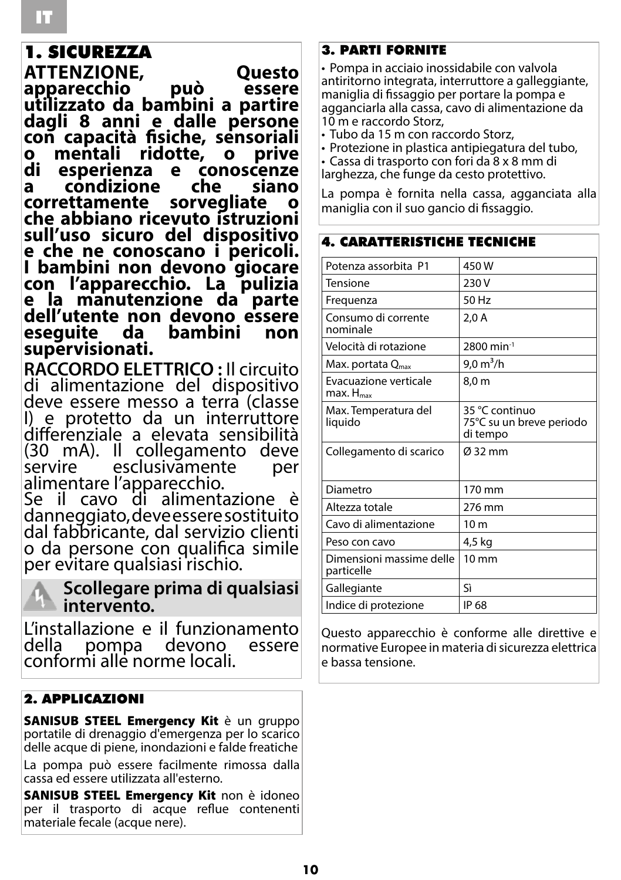## 1. SICUREZZA

**ATTENZIONE, Questo apparecchio può essere utilizzato da bambini a partire dagli 8 anni e dalle persone con capacità fisiche, sensoriali o mentali ridotte, o prive di esperienza e conoscenze a condizione che siano correttamente sorvegliate o che abbiano ricevuto istruzioni sull'uso sicuro del dispositivo e che ne conoscano i pericoli. I bambini non devono giocare con l'apparecchio. La pulizia e la manutenzione da parte dell'utente non devono essere eseguite da bambini non supervisionati.**

**RACCORDO ELETTRICO :** Il circuito di alimentazione del dispositivo deve essere messo a terra (classe I) e protetto da un interruttore differenziale a elevata sensibilità (30 mA). Il collegamento deve servire esclusivamente per alimentare l'apparecchio.

Se il cavo di alimentazione è danneggiato, deve essere sostituito dal fabbricante, dal servizio clienti o da persone con qualifica simile per evitare qualsiasi rischio.

**Scollegare prima di qualsiasi intervento.**

L'installazione e il funzionamento della pompa devono essere conformi alle norme locali.

## 2. APPLICAZIONI

**SANISUB STEEL Emergency Kit** è un gruppo portatile di drenaggio d'emergenza per lo scarico delle acque di piene, inondazioni e falde freatiche

La pompa può essere facilmente rimossa dalla cassa ed essere utilizzata all'esterno.

**SANISUB STEEL Emergency Kit** non è idoneo per il trasporto di acque reflue contenenti materiale fecale (acque nere).

## 3. PARTI FORNITE

- Pompa in acciaio inossidabile con valvola antiritorno integrata, interruttore a galleggiante, maniglia di fissaggio per portare la pompa e agganciarla alla cassa, cavo di alimentazione da 10 m e raccordo Storz,
- Tubo da 15 m con raccordo Storz,
- Protezione in plastica antipiegatura del tubo,
- Cassa di trasporto con fori da 8 x 8 mm di larghezza, che funge da cesto protettivo.

La pompa è fornita nella cassa, agganciata alla maniglia con il suo gancio di fissaggio.

## 4. CARATTERISTICHE TECNICHE

| | |
|---|---|
| Potenza assorbita P1 | 450 W |
| Tensione | 230 V |
| Frequenza | 50 Hz |
| Consumo di corrente nominale | 2,0 A |
| Velocità di rotazione | 2800 $min^{-1}$ |
| Max. portata $Q_{max}$ | 9,0 $m^3/h$ |
| Evacuazione verticale max. $H_{max}$ | 8,0 m |
| Max. Temperatura del liquido | 35 °C continuo<br>75°C su un breve periodo di tempo |
| Collegamento di scarico | Ø 32 mm |
| Diametro | 170 mm |
| Altezza totale | 276 mm |
| Cavo di alimentazione | 10 m |
| Peso con cavo | 4,5 kg |
| Dimensioni massime delle particelle | 10 mm |
| Gallegiante | Sì |
| Indice di protezione | IP 68 |

Questo apparecchio è conforme alle direttive e normative Europee in materia di sicurezza elettrica e bassa tensione.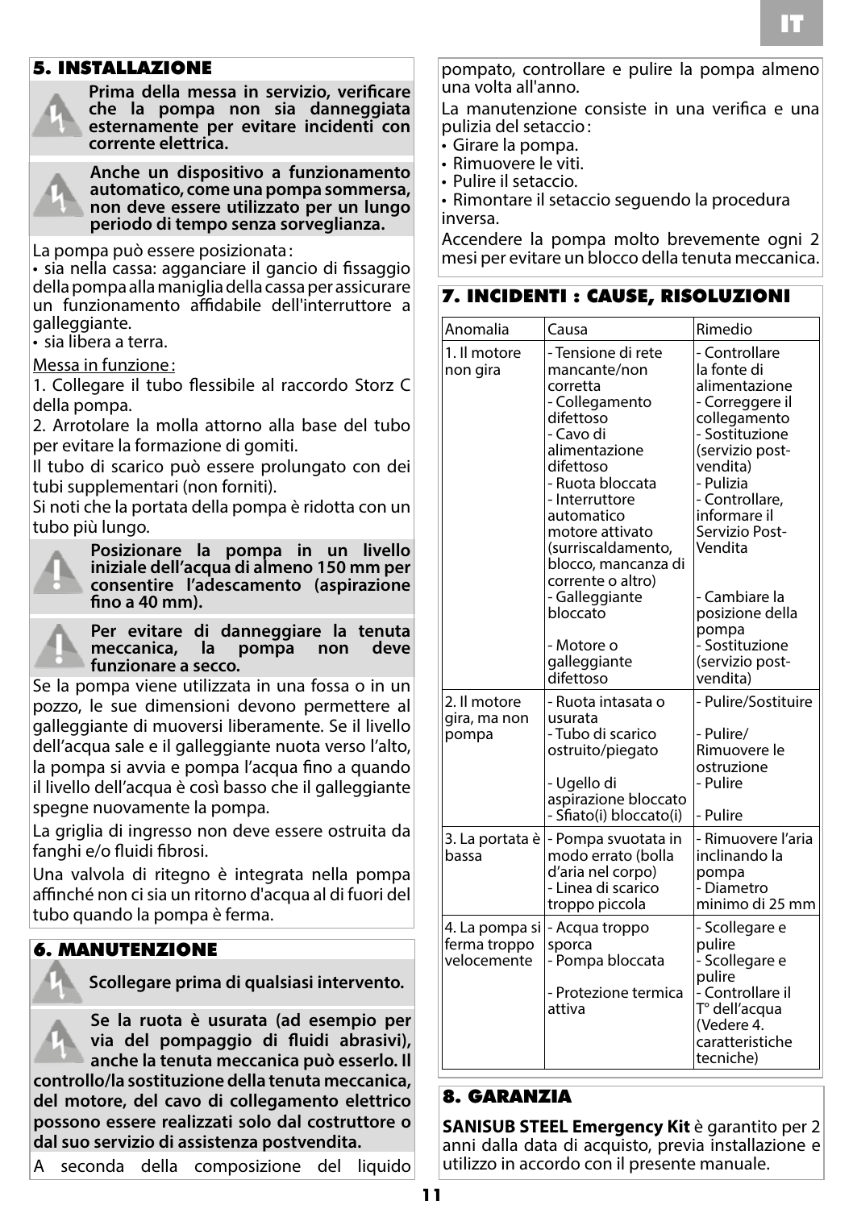## 5. INSTALLAZIONE

**Prima della messa in servizio, verificare che la pompa non sia danneggiata esternamente per evitare incidenti con corrente elettrica.**

**Anche un dispositivo a funzionamento automatico, come una pompa sommersa, non deve essere utilizzato per un lungo periodo di tempo senza sorveglianza.**

La pompa può essere posizionata :

- sia nella cassa: agganciare il gancio di fissaggio della pompa alla maniglia della cassa per assicurare un funzionamento affidabile dell'interruttore a galleggiante.
- sia libera a terra.

Messa in funzione :

1. Collegare il tubo flessibile al raccordo Storz C della pompa.
2. Arrotolare la molla attorno alla base del tubo per evitare la formazione di gomiti.

Il tubo di scarico può essere prolungato con dei tubi supplementari (non forniti).

Si noti che la portata della pompa è ridotta con un tubo più lungo.

**Posizionare la pompa in un livello iniziale dell'acqua di almeno 150 mm per consentire l'adescamento (aspirazione fino a 40 mm).**

**Per evitare di danneggiare la tenuta meccanica, la pompa non deve funzionare a secco.**

Se la pompa viene utilizzata in una fossa o in un pozzo, le sue dimensioni devono permettere al galleggiante di muoversi liberamente. Se il livello dell'acqua sale e il galleggiante nuota verso l'alto, la pompa si avvia e pompa l'acqua fino a quando il livello dell'acqua è così basso che il galleggiante spegne nuovamente la pompa.

La griglia di ingresso non deve essere ostruita da fanghi e/o fluidi fibrosi.

Una valvola di ritegno è integrata nella pompa affinché non ci sia un ritorno d'acqua al di fuori del tubo quando la pompa è ferma.

## 6. MANUTENZIONE

**Scollegare prima di qualsiasi intervento.**

**Se la ruota è usurata (ad esempio per via del pompaggio di fluidi abrasivi), anche la tenuta meccanica può esserlo. Il controllo/la sostituzione della tenuta meccanica, del motore, del cavo di collegamento elettrico possono essere realizzati solo dal costruttore o dal suo servizio di assistenza postvendita.**

A seconda della composizione del liquido pompato, controllare e pulire la pompa almeno una volta all'anno.

La manutenzione consiste in una verifica e una pulizia del setaccio :

- Girare la pompa.
- Rimuovere le viti.
- Pulire il setaccio.
- Rimontare il setaccio seguendo la procedura inversa.

Accendere la pompa molto brevemente ogni 2 mesi per evitare un blocco della tenuta meccanica.

## 7. INCIDENTI : CAUSE, RISOLUZIONI

| Anomalia | Causa | Rimedio |
|---|---|---|
| 1. Il motore non gira | - Tensione di rete mancante/non corretta<br>- Collegamento difettoso<br>- Cavo di alimentazione difettoso<br>- Ruota bloccata<br>- Interruttore automatico motore attivato (surriscaldamento, blocco, mancanza di corrente o altro)<br>- Galleggiante bloccato<br>- Motore o galleggiante difettoso | - Controllare la fonte di alimentazione<br>- Correggere il collegamento<br>- Sostituzione (servizio post-vendita)<br>- Pulizia<br>- Controllare, informare il Servizio Post-Vendita<br>- Cambiare la posizione della pompa<br>- Sostituzione (servizio post-vendita) |
| 2. Il motore gira, ma non pompa | - Ruota intasata o usurata<br>- Tubo di scarico ostruito/piegato<br>- Ugello di aspirazione bloccato<br>- Sfiato(i) bloccato(i) | - Pulire/Sostituire<br>- Pulire/ Rimuovere le ostruzione<br>- Pulire<br>- Pulire |
| 3. La portata è bassa | - Pompa svuotata in modo errato (bolla d'aria nel corpo)<br>- Linea di scarico troppo piccola | - Rimuovere l'aria inclinando la pompa<br>- Diametro minimo di 25 mm |
| 4. La pompa si ferma troppo velocemente | - Acqua troppo sporca<br>- Pompa bloccata<br>- Protezione termica attiva | - Scollegare e pulire<br>- Scollegare e pulire<br>- Controllare il T° dell'acqua (Vedere 4. caratteristiche tecniche) |

## 8. GARANZIA

**SANISUB STEEL Emergency Kit** è garantito per 2 anni dalla data di acquisto, previa installazione e utilizzo in accordo con il presente manuale.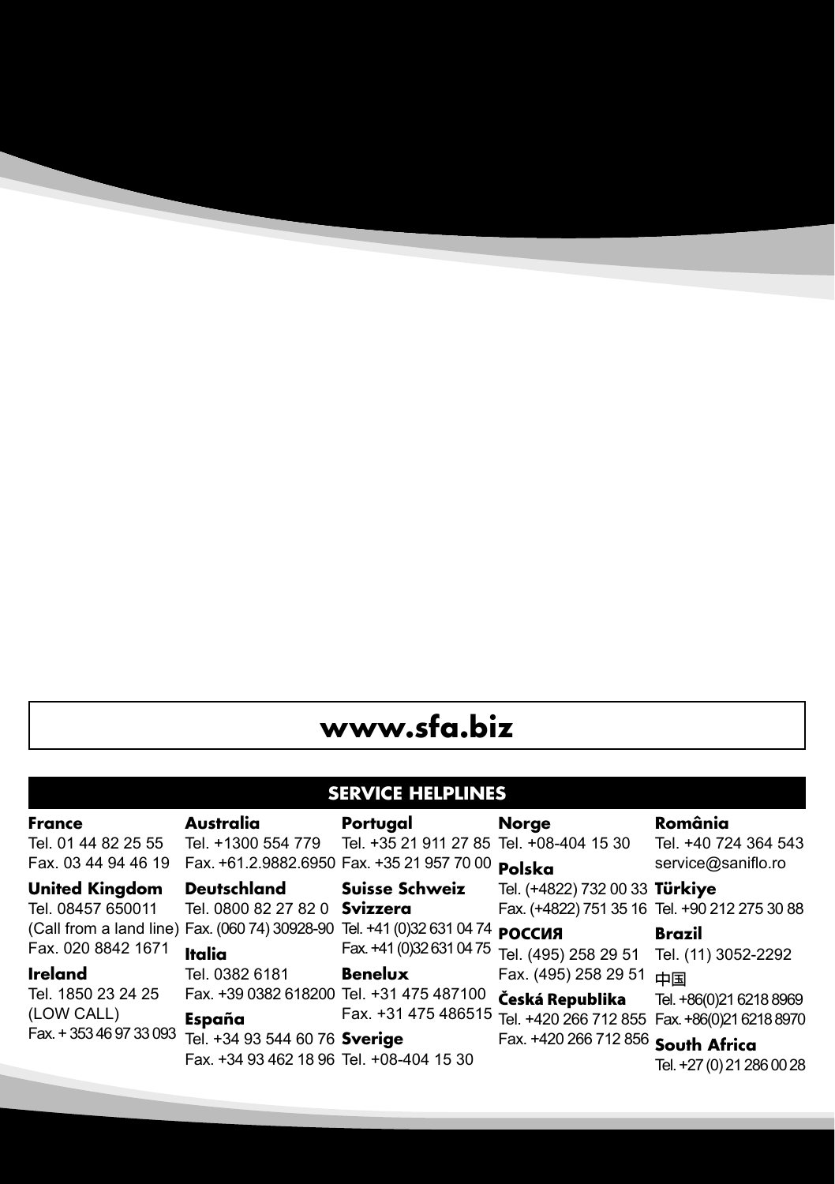# www.sfa.biz

## SERVICE HELPLINES

**France**
Tel. 01 44 82 25 55
Fax. 03 44 94 46 19

**United Kingdom**
Tel. 08457 650011
(Call from a land line)
Fax. 020 8842 1671

**Ireland**
Tel. 1850 23 24 25
(LOW CALL)
Fax. + 353 46 97 33 093

**Australia**
Tel. +1300 554 779
Fax. +61.2.9882.6950

**Deutschland**
Tel. 0800 82 27 82 0
Fax. (060 74) 30928-90

**Italia**
Tel. 0382 6181
Fax. +39 0382 618200

**España**
Tel. +34 93 544 60 76
Fax. +34 93 462 18 96

**Portugal**
Tel. +35 21 911 27 85
Fax. +35 21 957 70 00

**Suisse Schweiz Svizzera**
Tel. +41 (0)32 631 04 74
Fax. +41 (0)32 631 04 75

**Benelux**
Tel. +31 475 487100
Fax. +31 475 486515

**Sverige**
Tel. +08-404 15 30

**Norge**
Tel. +08-404 15 30

**Polska**
Tel. (+4822) 732 00 33
Fax. (+4822) 751 35 16

**РОССИЯ**
Tel. (495) 258 29 51
Fax. (495) 258 29 51

**Česká Republika**
Tel. +420 266 712 855
Fax. +420 266 712 856

**România**
Tel. +40 724 364 543
service@saniflo.ro

**Türkiye**
Tel. +90 212 275 30 88

**Brazil**
Tel. (11) 3052-2292

**中国**
Tel. +86(0)21 6218 8969
Fax. +86(0)21 6218 8970

**South Africa**
Tel. +27 (0) 21 286 00 28